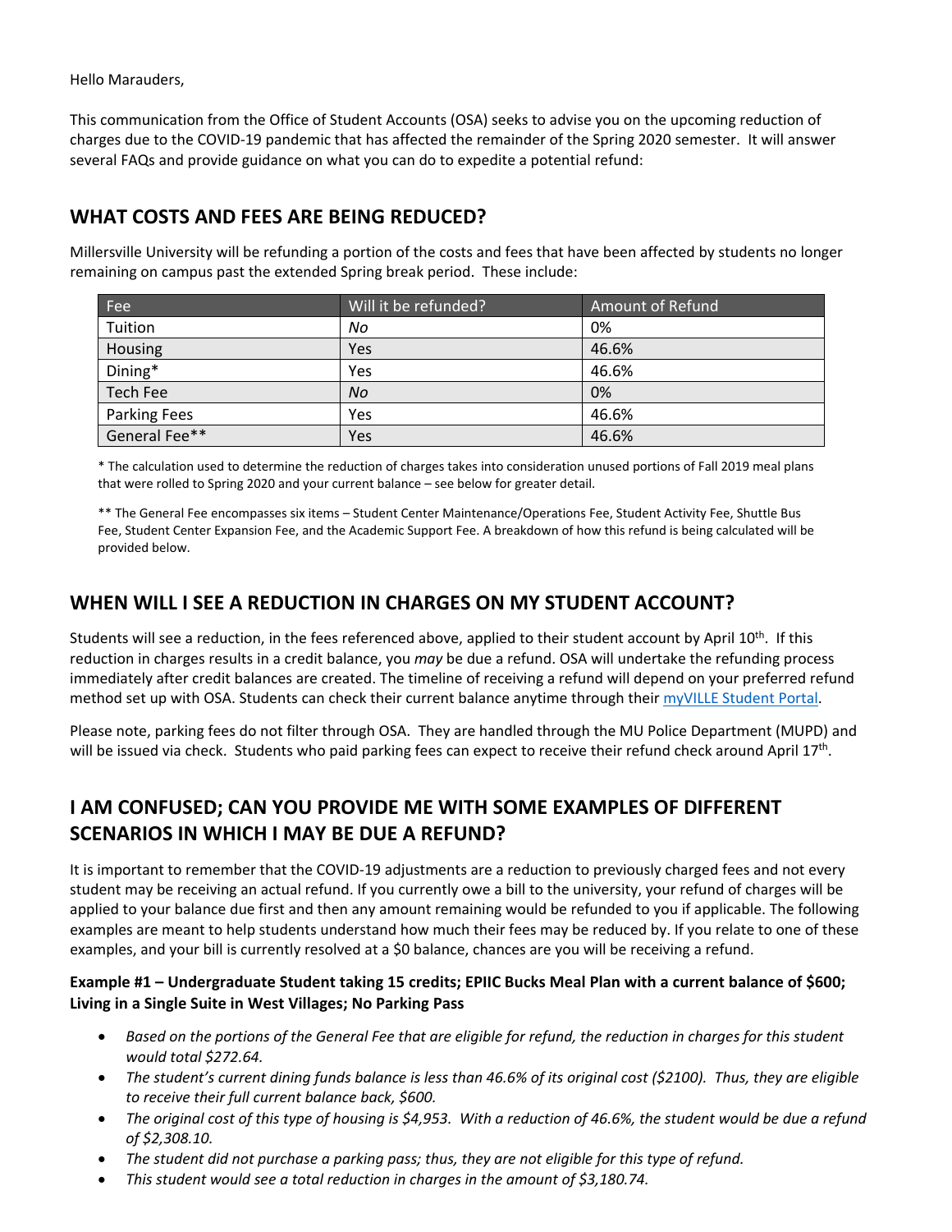Hello Marauders,

This communication from the Office of Student Accounts (OSA) seeks to advise you on the upcoming reduction of charges due to the COVID-19 pandemic that has affected the remainder of the Spring 2020 semester. It will answer several FAQs and provide guidance on what you can do to expedite a potential refund:

## WHAT COSTS AND FEES ARE BEING REDUCED?

Millersville University will be refunding a portion of the costs and fees that have been affected by students no longer remaining on campus past the extended Spring break period. These include:

| Fee | Will it be refunded? | Amount of Refund |
|---|---|---|
| Tuition | *No* | 0% |
| Housing | Yes | 46.6% |
| Dining* | Yes | 46.6% |
| Tech Fee | *No* | 0% |
| Parking Fees | Yes | 46.6% |
| General Fee** | Yes | 46.6% |

\* The calculation used to determine the reduction of charges takes into consideration unused portions of Fall 2019 meal plans that were rolled to Spring 2020 and your current balance – see below for greater detail.

\** The General Fee encompasses six items – Student Center Maintenance/Operations Fee, Student Activity Fee, Shuttle Bus Fee, Student Center Expansion Fee, and the Academic Support Fee. A breakdown of how this refund is being calculated will be provided below.

## WHEN WILL I SEE A REDUCTION IN CHARGES ON MY STUDENT ACCOUNT?

Students will see a reduction, in the fees referenced above, applied to their student account by April 10th. If this reduction in charges results in a credit balance, you *may* be due a refund. OSA will undertake the refunding process immediately after credit balances are created. The timeline of receiving a refund will depend on your preferred refund method set up with OSA. Students can check their current balance anytime through their myVILLE Student Portal.

Please note, parking fees do not filter through OSA. They are handled through the MU Police Department (MUPD) and will be issued via check. Students who paid parking fees can expect to receive their refund check around April 17th.

## I AM CONFUSED; CAN YOU PROVIDE ME WITH SOME EXAMPLES OF DIFFERENT SCENARIOS IN WHICH I MAY BE DUE A REFUND?

It is important to remember that the COVID-19 adjustments are a reduction to previously charged fees and not every student may be receiving an actual refund. If you currently owe a bill to the university, your refund of charges will be applied to your balance due first and then any amount remaining would be refunded to you if applicable. The following examples are meant to help students understand how much their fees may be reduced by. If you relate to one of these examples, and your bill is currently resolved at a $0 balance, chances are you will be receiving a refund.

**Example #1 – Undergraduate Student taking 15 credits; EPIIC Bucks Meal Plan with a current balance of $600; Living in a Single Suite in West Villages; No Parking Pass**

- *Based on the portions of the General Fee that are eligible for refund, the reduction in charges for this student would total $272.64.*
- *The student's current dining funds balance is less than 46.6% of its original cost ($2100). Thus, they are eligible to receive their full current balance back, $600.*
- *The original cost of this type of housing is $4,953. With a reduction of 46.6%, the student would be due a refund of $2,308.10.*
- *The student did not purchase a parking pass; thus, they are not eligible for this type of refund.*
- *This student would see a total reduction in charges in the amount of $3,180.74.*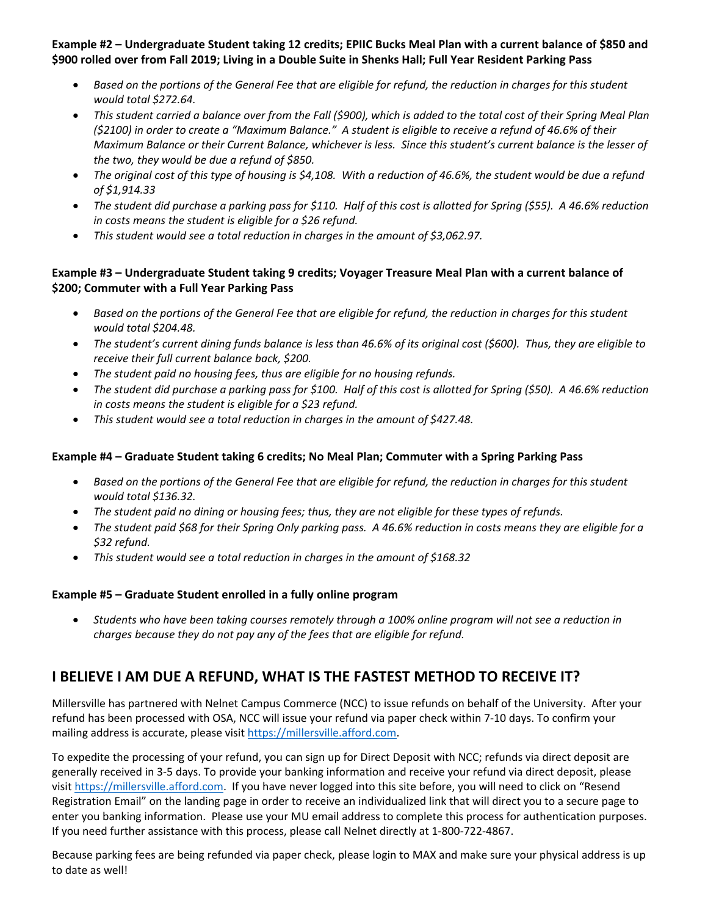**Example #2 – Undergraduate Student taking 12 credits; EPIIC Bucks Meal Plan with a current balance of $850 and $900 rolled over from Fall 2019; Living in a Double Suite in Shenks Hall; Full Year Resident Parking Pass**

- *Based on the portions of the General Fee that are eligible for refund, the reduction in charges for this student would total $272.64.*
- *This student carried a balance over from the Fall ($900), which is added to the total cost of their Spring Meal Plan ($2100) in order to create a "Maximum Balance." A student is eligible to receive a refund of 46.6% of their Maximum Balance or their Current Balance, whichever is less. Since this student's current balance is the lesser of the two, they would be due a refund of $850.*
- *The original cost of this type of housing is $4,108. With a reduction of 46.6%, the student would be due a refund of $1,914.33*
- *The student did purchase a parking pass for $110. Half of this cost is allotted for Spring ($55). A 46.6% reduction in costs means the student is eligible for a $26 refund.*
- *This student would see a total reduction in charges in the amount of $3,062.97.*

**Example #3 – Undergraduate Student taking 9 credits; Voyager Treasure Meal Plan with a current balance of $200; Commuter with a Full Year Parking Pass**

- *Based on the portions of the General Fee that are eligible for refund, the reduction in charges for this student would total $204.48.*
- *The student's current dining funds balance is less than 46.6% of its original cost ($600). Thus, they are eligible to receive their full current balance back, $200.*
- *The student paid no housing fees, thus are eligible for no housing refunds.*
- *The student did purchase a parking pass for $100. Half of this cost is allotted for Spring ($50). A 46.6% reduction in costs means the student is eligible for a $23 refund.*
- *This student would see a total reduction in charges in the amount of $427.48.*

**Example #4 – Graduate Student taking 6 credits; No Meal Plan; Commuter with a Spring Parking Pass**

- *Based on the portions of the General Fee that are eligible for refund, the reduction in charges for this student would total $136.32.*
- *The student paid no dining or housing fees; thus, they are not eligible for these types of refunds.*
- *The student paid $68 for their Spring Only parking pass. A 46.6% reduction in costs means they are eligible for a $32 refund.*
- *This student would see a total reduction in charges in the amount of $168.32*

**Example #5 – Graduate Student enrolled in a fully online program**

- *Students who have been taking courses remotely through a 100% online program will not see a reduction in charges because they do not pay any of the fees that are eligible for refund.*

## I BELIEVE I AM DUE A REFUND, WHAT IS THE FASTEST METHOD TO RECEIVE IT?

Millersville has partnered with Nelnet Campus Commerce (NCC) to issue refunds on behalf of the University. After your refund has been processed with OSA, NCC will issue your refund via paper check within 7-10 days. To confirm your mailing address is accurate, please visit https://millersville.afford.com.

To expedite the processing of your refund, you can sign up for Direct Deposit with NCC; refunds via direct deposit are generally received in 3-5 days. To provide your banking information and receive your refund via direct deposit, please visit https://millersville.afford.com. If you have never logged into this site before, you will need to click on "Resend Registration Email" on the landing page in order to receive an individualized link that will direct you to a secure page to enter you banking information. Please use your MU email address to complete this process for authentication purposes. If you need further assistance with this process, please call Nelnet directly at 1-800-722-4867.

Because parking fees are being refunded via paper check, please login to MAX and make sure your physical address is up to date as well!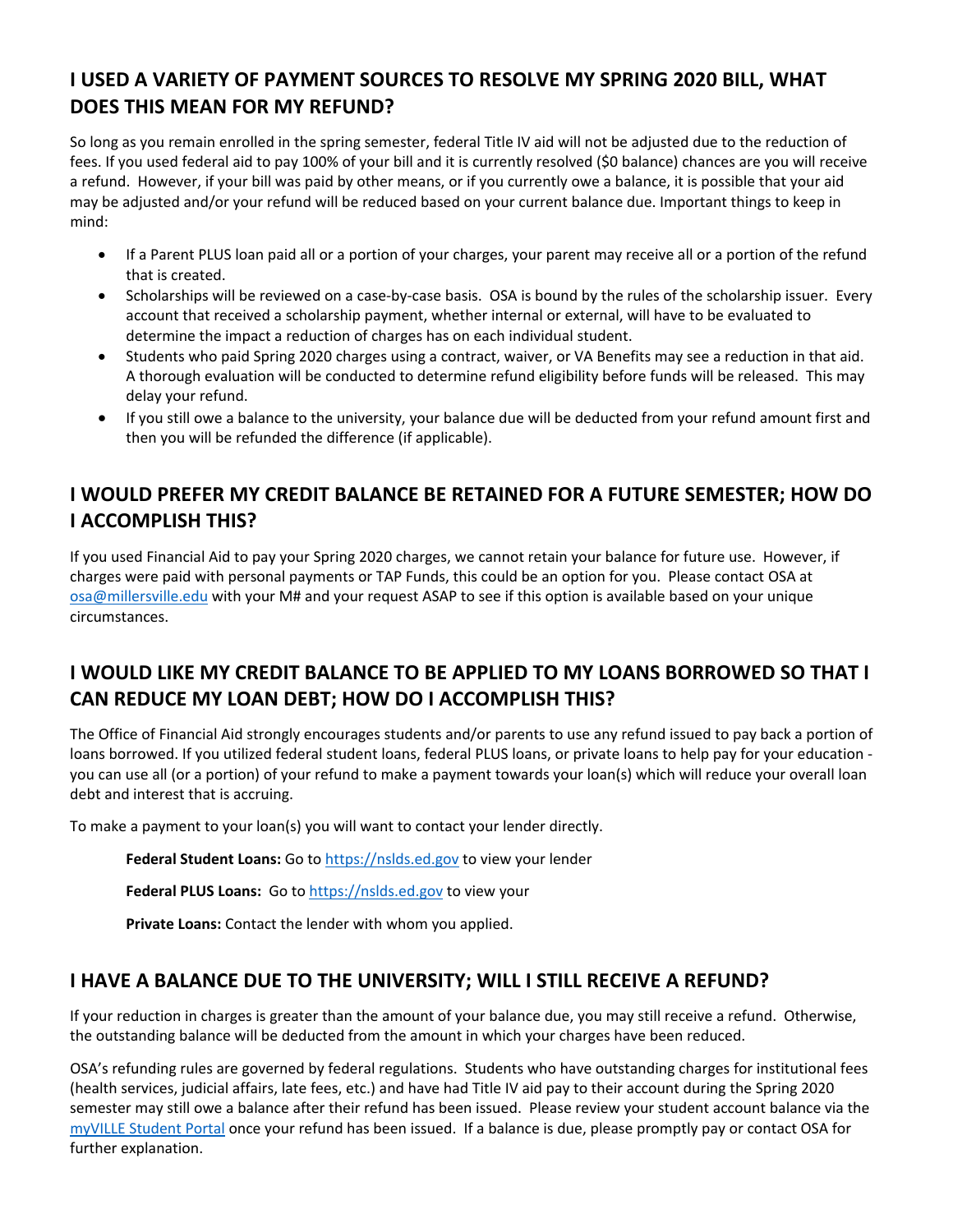## I USED A VARIETY OF PAYMENT SOURCES TO RESOLVE MY SPRING 2020 BILL, WHAT DOES THIS MEAN FOR MY REFUND?

So long as you remain enrolled in the spring semester, federal Title IV aid will not be adjusted due to the reduction of fees. If you used federal aid to pay 100% of your bill and it is currently resolved ($0 balance) chances are you will receive a refund. However, if your bill was paid by other means, or if you currently owe a balance, it is possible that your aid may be adjusted and/or your refund will be reduced based on your current balance due. Important things to keep in mind:

- If a Parent PLUS loan paid all or a portion of your charges, your parent may receive all or a portion of the refund that is created.
- Scholarships will be reviewed on a case-by-case basis. OSA is bound by the rules of the scholarship issuer. Every account that received a scholarship payment, whether internal or external, will have to be evaluated to determine the impact a reduction of charges has on each individual student.
- Students who paid Spring 2020 charges using a contract, waiver, or VA Benefits may see a reduction in that aid. A thorough evaluation will be conducted to determine refund eligibility before funds will be released. This may delay your refund.
- If you still owe a balance to the university, your balance due will be deducted from your refund amount first and then you will be refunded the difference (if applicable).

## I WOULD PREFER MY CREDIT BALANCE BE RETAINED FOR A FUTURE SEMESTER; HOW DO I ACCOMPLISH THIS?

If you used Financial Aid to pay your Spring 2020 charges, we cannot retain your balance for future use. However, if charges were paid with personal payments or TAP Funds, this could be an option for you. Please contact OSA at osa@millersville.edu with your M# and your request ASAP to see if this option is available based on your unique circumstances.

## I WOULD LIKE MY CREDIT BALANCE TO BE APPLIED TO MY LOANS BORROWED SO THAT I CAN REDUCE MY LOAN DEBT; HOW DO I ACCOMPLISH THIS?

The Office of Financial Aid strongly encourages students and/or parents to use any refund issued to pay back a portion of loans borrowed. If you utilized federal student loans, federal PLUS loans, or private loans to help pay for your education - you can use all (or a portion) of your refund to make a payment towards your loan(s) which will reduce your overall loan debt and interest that is accruing.

To make a payment to your loan(s) you will want to contact your lender directly.

**Federal Student Loans:** Go to https://nslds.ed.gov to view your lender

**Federal PLUS Loans:** Go to https://nslds.ed.gov to view your

**Private Loans:** Contact the lender with whom you applied.

## I HAVE A BALANCE DUE TO THE UNIVERSITY; WILL I STILL RECEIVE A REFUND?

If your reduction in charges is greater than the amount of your balance due, you may still receive a refund. Otherwise, the outstanding balance will be deducted from the amount in which your charges have been reduced.

OSA's refunding rules are governed by federal regulations. Students who have outstanding charges for institutional fees (health services, judicial affairs, late fees, etc.) and have had Title IV aid pay to their account during the Spring 2020 semester may still owe a balance after their refund has been issued. Please review your student account balance via the myVILLE Student Portal once your refund has been issued. If a balance is due, please promptly pay or contact OSA for further explanation.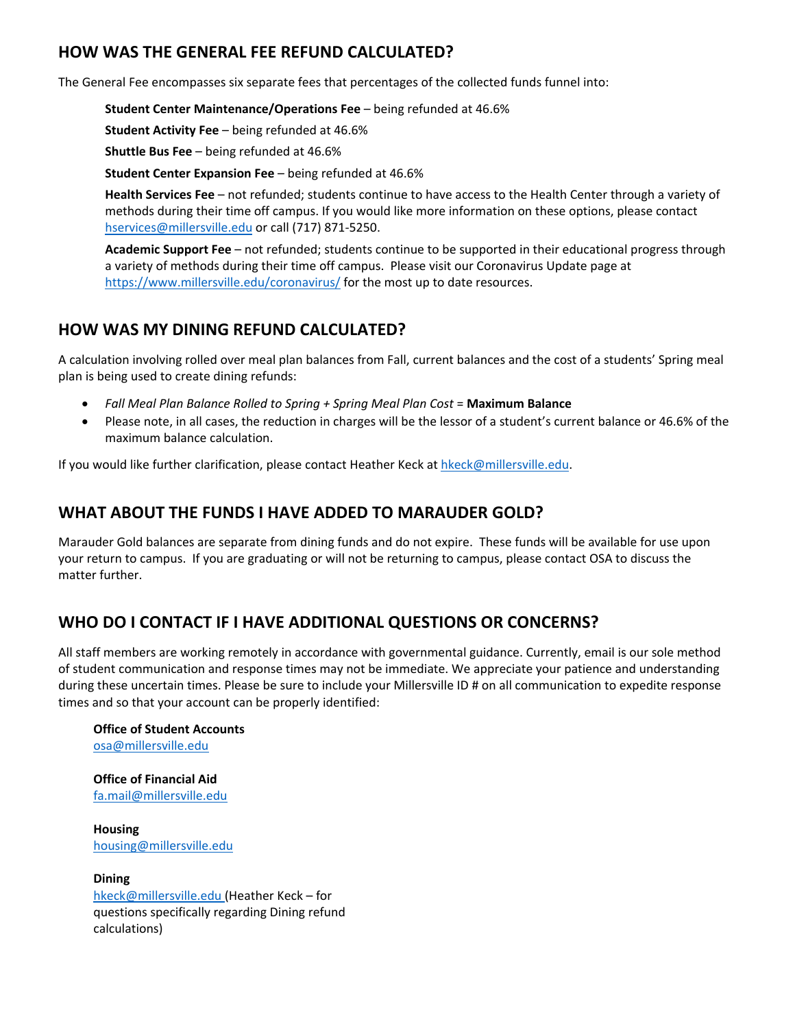## HOW WAS THE GENERAL FEE REFUND CALCULATED?

The General Fee encompasses six separate fees that percentages of the collected funds funnel into:

**Student Center Maintenance/Operations Fee** – being refunded at 46.6%

**Student Activity Fee** – being refunded at 46.6%

**Shuttle Bus Fee** – being refunded at 46.6%

**Student Center Expansion Fee** – being refunded at 46.6%

**Health Services Fee** – not refunded; students continue to have access to the Health Center through a variety of methods during their time off campus. If you would like more information on these options, please contact hservices@millersville.edu or call (717) 871-5250.

**Academic Support Fee** – not refunded; students continue to be supported in their educational progress through a variety of methods during their time off campus. Please visit our Coronavirus Update page at https://www.millersville.edu/coronavirus/ for the most up to date resources.

## HOW WAS MY DINING REFUND CALCULATED?

A calculation involving rolled over meal plan balances from Fall, current balances and the cost of a students' Spring meal plan is being used to create dining refunds:

- *Fall Meal Plan Balance Rolled to Spring + Spring Meal Plan Cost* = **Maximum Balance**
- Please note, in all cases, the reduction in charges will be the lessor of a student's current balance or 46.6% of the maximum balance calculation.

If you would like further clarification, please contact Heather Keck at hkeck@millersville.edu.

## WHAT ABOUT THE FUNDS I HAVE ADDED TO MARAUDER GOLD?

Marauder Gold balances are separate from dining funds and do not expire. These funds will be available for use upon your return to campus. If you are graduating or will not be returning to campus, please contact OSA to discuss the matter further.

## WHO DO I CONTACT IF I HAVE ADDITIONAL QUESTIONS OR CONCERNS?

All staff members are working remotely in accordance with governmental guidance. Currently, email is our sole method of student communication and response times may not be immediate. We appreciate your patience and understanding during these uncertain times. Please be sure to include your Millersville ID # on all communication to expedite response times and so that your account can be properly identified:

**Office of Student Accounts**
osa@millersville.edu

**Office of Financial Aid**
fa.mail@millersville.edu

**Housing**
housing@millersville.edu

**Dining**
hkeck@millersville.edu (Heather Keck – for questions specifically regarding Dining refund calculations)